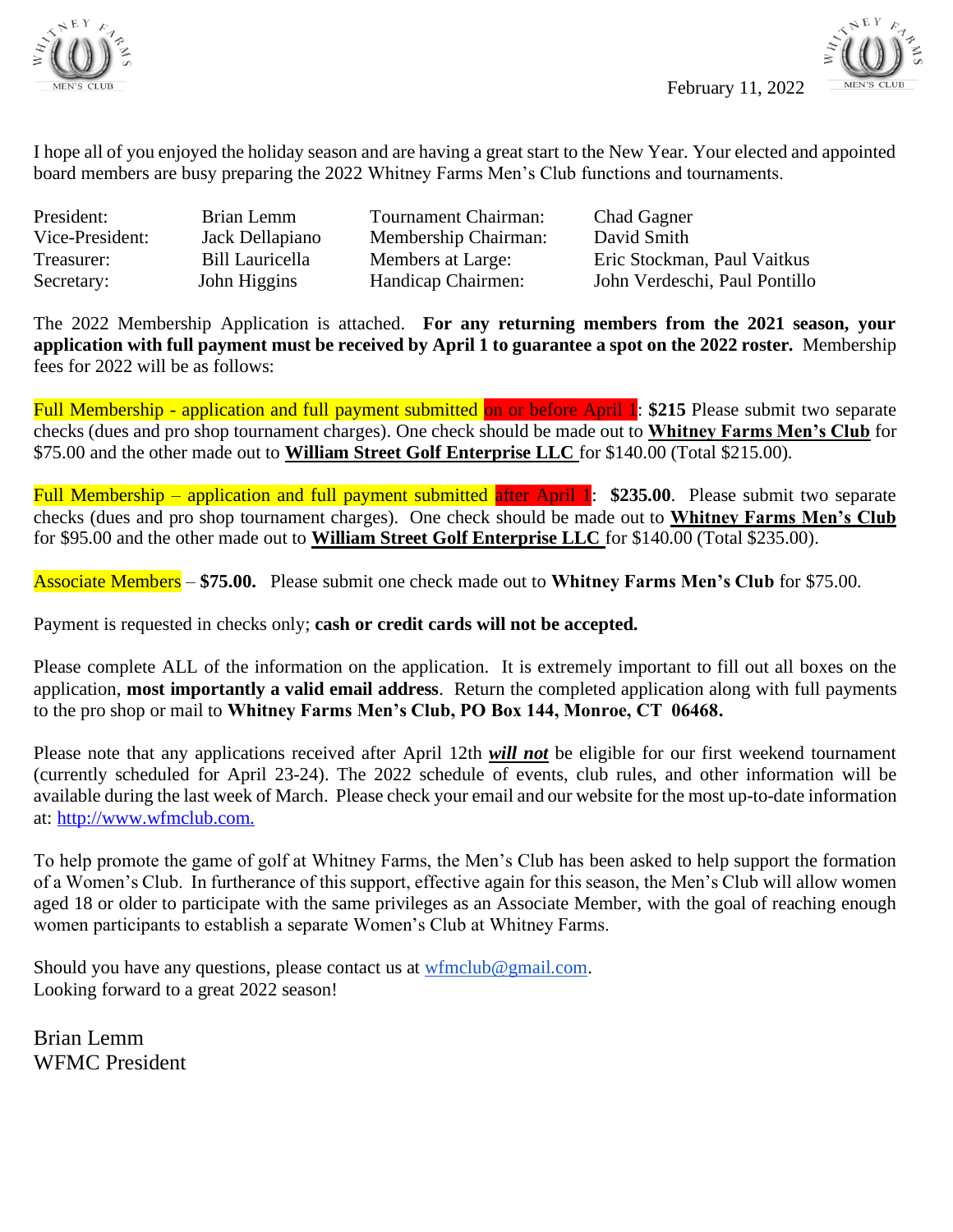February 11, 2022

I hope all of you enjoyed the holiday season and are having a great start to the New Year. Your elected and appointed board members are busy preparing the 2022 Whitney Farms Men's Club functions and tournaments.

| | | | |
|---|---|---|---|
| President: | Brian Lemm | Tournament Chairman: | Chad Gagner |
| Vice-President: | Jack Dellapiano | Membership Chairman: | David Smith |
| Treasurer: | Bill Lauricella | Members at Large: | Eric Stockman, Paul Vaitkus |
| Secretary: | John Higgins | Handicap Chairmen: | John Verdeschi, Paul Pontillo |

The 2022 Membership Application is attached. **For any returning members from the 2021 season, your application with full payment must be received by April 1 to guarantee a spot on the 2022 roster.** Membership fees for 2022 will be as follows:

Full Membership - application and full payment submitted on or before April 1: **$215** Please submit two separate checks (dues and pro shop tournament charges). One check should be made out to **Whitney Farms Men's Club** for $75.00 and the other made out to **William Street Golf Enterprise LLC** for $140.00 (Total $215.00).

Full Membership – application and full payment submitted after April 1: **$235.00**. Please submit two separate checks (dues and pro shop tournament charges). One check should be made out to **Whitney Farms Men's Club** for $95.00 and the other made out to **William Street Golf Enterprise LLC** for $140.00 (Total $235.00).

Associate Members – **$75.00.** Please submit one check made out to **Whitney Farms Men's Club** for $75.00.

Payment is requested in checks only; **cash or credit cards will not be accepted.**

Please complete ALL of the information on the application. It is extremely important to fill out all boxes on the application, **most importantly a valid email address**. Return the completed application along with full payments to the pro shop or mail to **Whitney Farms Men's Club, PO Box 144, Monroe, CT 06468.**

Please note that any applications received after April 12th ***will not*** be eligible for our first weekend tournament (currently scheduled for April 23-24). The 2022 schedule of events, club rules, and other information will be available during the last week of March. Please check your email and our website for the most up-to-date information at: http://www.wfmclub.com.

To help promote the game of golf at Whitney Farms, the Men's Club has been asked to help support the formation of a Women's Club. In furtherance of this support, effective again for this season, the Men's Club will allow women aged 18 or older to participate with the same privileges as an Associate Member, with the goal of reaching enough women participants to establish a separate Women's Club at Whitney Farms.

Should you have any questions, please contact us at wfmclub@gmail.com.
Looking forward to a great 2022 season!

Brian Lemm
WFMC President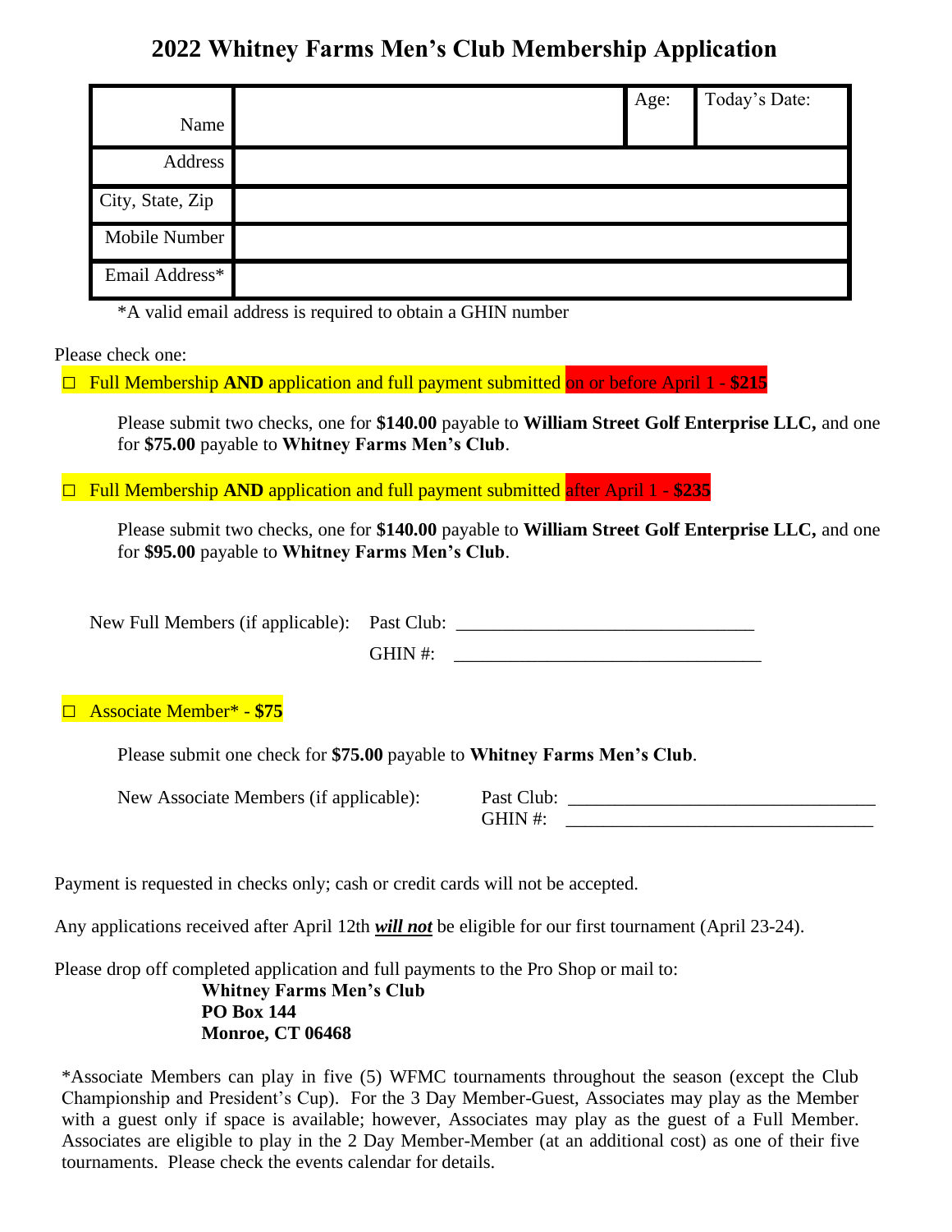# 2022 Whitney Farms Men's Club Membership Application

| | | | |
|---|---|---|---|
| Name | | Age: | Today's Date: |
| Address | | | |
| City, State, Zip | | | |
| Mobile Number | | | |
| Email Address* | | | |

*A valid email address is required to obtain a GHIN number

Please check one:

☐ Full Membership **AND** application and full payment submitted on or before April 1 - **$215**

Please submit two checks, one for **$140.00** payable to **William Street Golf Enterprise LLC,** and one for **$75.00** payable to **Whitney Farms Men's Club**.

☐ Full Membership **AND** application and full payment submitted after April 1 - **$235**

Please submit two checks, one for **$140.00** payable to **William Street Golf Enterprise LLC,** and one for **$95.00** payable to **Whitney Farms Men's Club**.

New Full Members (if applicable): Past Club: ________________________________

GHIN #: ________________________________

☐ Associate Member* - **$75**

Please submit one check for **$75.00** payable to **Whitney Farms Men's Club**.

New Associate Members (if applicable): Past Club: ________________________________
GHIN #: ________________________________

Payment is requested in checks only; cash or credit cards will not be accepted.

Any applications received after April 12th ***will not*** be eligible for our first tournament (April 23-24).

Please drop off completed application and full payments to the Pro Shop or mail to:

**Whitney Farms Men's Club**
**PO Box 144**
**Monroe, CT 06468**

*Associate Members can play in five (5) WFMC tournaments throughout the season (except the Club Championship and President's Cup). For the 3 Day Member-Guest, Associates may play as the Member with a guest only if space is available; however, Associates may play as the guest of a Full Member. Associates are eligible to play in the 2 Day Member-Member (at an additional cost) as one of their five tournaments. Please check the events calendar for details.